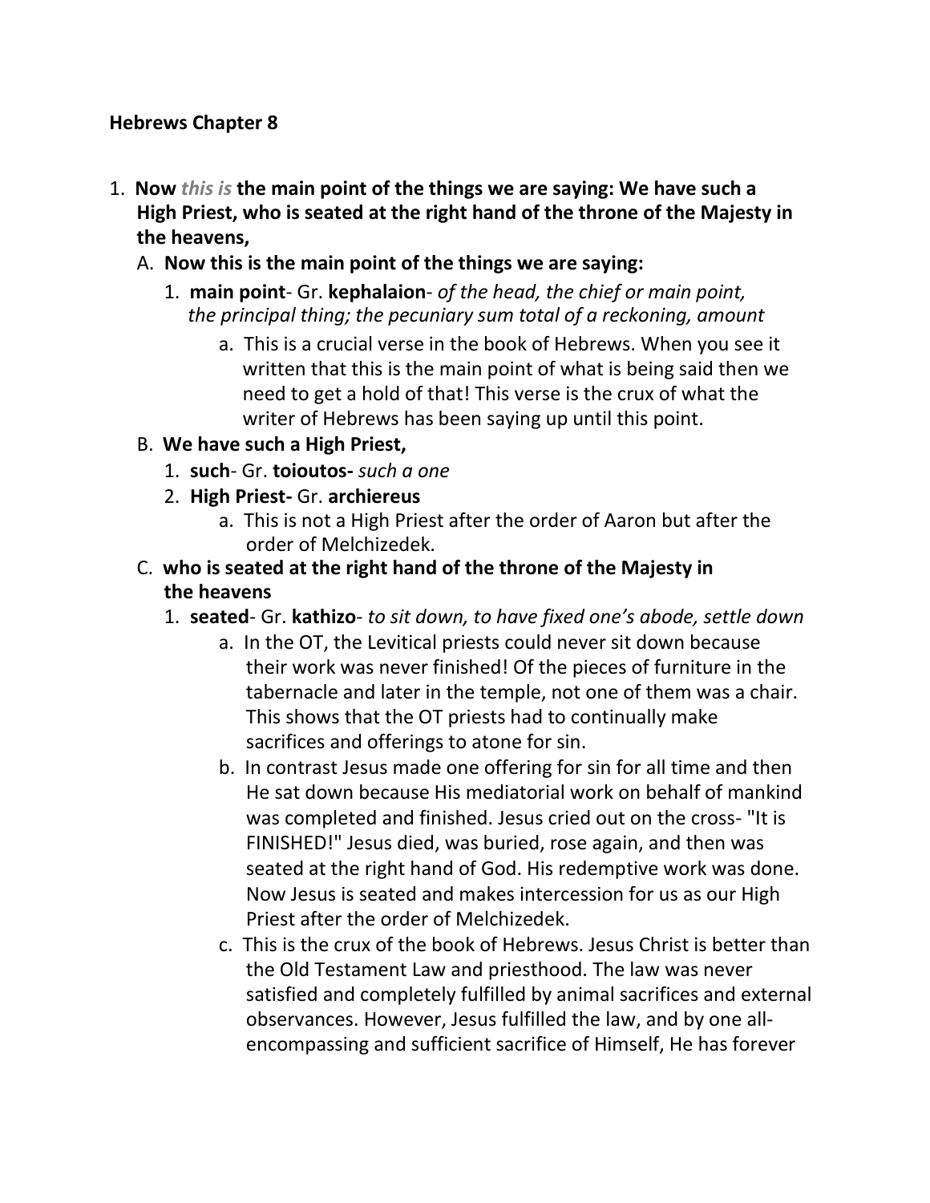**Hebrews Chapter 8**

1. **Now *this is* the main point of the things we are saying: We have such a High Priest, who is seated at the right hand of the throne of the Majesty in the heavens,**
   A. **Now this is the main point of the things we are saying:**
      1. **main point**- Gr. **kephalaion**- *of the head, the chief or main point, the principal thing; the pecuniary sum total of a reckoning, amount*
         a. This is a crucial verse in the book of Hebrews. When you see it written that this is the main point of what is being said then we need to get a hold of that! This verse is the crux of what the writer of Hebrews has been saying up until this point.
   B. **We have such a High Priest,**
      1. **such**- Gr. **toioutos-** *such a one*
      2. **High Priest-** Gr. **archiereus**
         a. This is not a High Priest after the order of Aaron but after the order of Melchizedek.
   C. **who is seated at the right hand of the throne of the Majesty in the heavens**
      1. **seated**- Gr. **kathizo**- *to sit down, to have fixed one's abode, settle down*
         a. In the OT, the Levitical priests could never sit down because their work was never finished! Of the pieces of furniture in the tabernacle and later in the temple, not one of them was a chair. This shows that the OT priests had to continually make sacrifices and offerings to atone for sin.
         b. In contrast Jesus made one offering for sin for all time and then He sat down because His mediatorial work on behalf of mankind was completed and finished. Jesus cried out on the cross- "It is FINISHED!" Jesus died, was buried, rose again, and then was seated at the right hand of God. His redemptive work was done. Now Jesus is seated and makes intercession for us as our High Priest after the order of Melchizedek.
         c. This is the crux of the book of Hebrews. Jesus Christ is better than the Old Testament Law and priesthood. The law was never satisfied and completely fulfilled by animal sacrifices and external observances. However, Jesus fulfilled the law, and by one all-encompassing and sufficient sacrifice of Himself, He has forever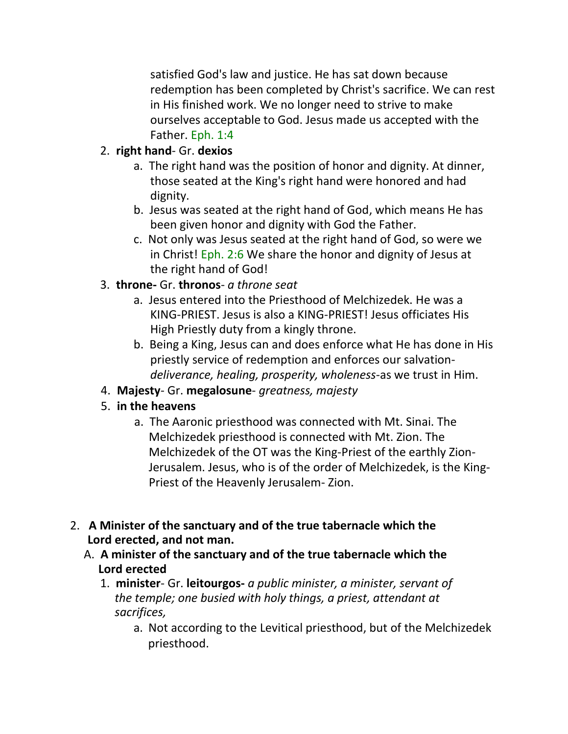satisfied God's law and justice. He has sat down because redemption has been completed by Christ's sacrifice. We can rest in His finished work. We no longer need to strive to make ourselves acceptable to God. Jesus made us accepted with the Father. Eph. 1:4

2. **right hand**- Gr. **dexios**
   a. The right hand was the position of honor and dignity. At dinner, those seated at the King's right hand were honored and had dignity.
   b. Jesus was seated at the right hand of God, which means He has been given honor and dignity with God the Father.
   c. Not only was Jesus seated at the right hand of God, so were we in Christ! Eph. 2:6 We share the honor and dignity of Jesus at the right hand of God!
3. **throne-** Gr. **thronos**- *a throne seat*
   a. Jesus entered into the Priesthood of Melchizedek. He was a KING-PRIEST. Jesus is also a KING-PRIEST! Jesus officiates His High Priestly duty from a kingly throne.
   b. Being a King, Jesus can and does enforce what He has done in His priestly service of redemption and enforces our salvation- *deliverance, healing, prosperity, wholeness*-as we trust in Him.
4. **Majesty**- Gr. **megalosune**- *greatness, majesty*
5. **in the heavens**
   a. The Aaronic priesthood was connected with Mt. Sinai. The Melchizedek priesthood is connected with Mt. Zion. The Melchizedek of the OT was the King-Priest of the earthly Zion-Jerusalem. Jesus, who is of the order of Melchizedek, is the King-Priest of the Heavenly Jerusalem- Zion.

2. **A Minister of the sanctuary and of the true tabernacle which the Lord erected, and not man.**
   A. **A minister of the sanctuary and of the true tabernacle which the Lord erected**
      1. **minister**- Gr. **leitourgos-** *a public minister, a minister, servant of the temple; one busied with holy things, a priest, attendant at sacrifices,*
         a. Not according to the Levitical priesthood, but of the Melchizedek priesthood.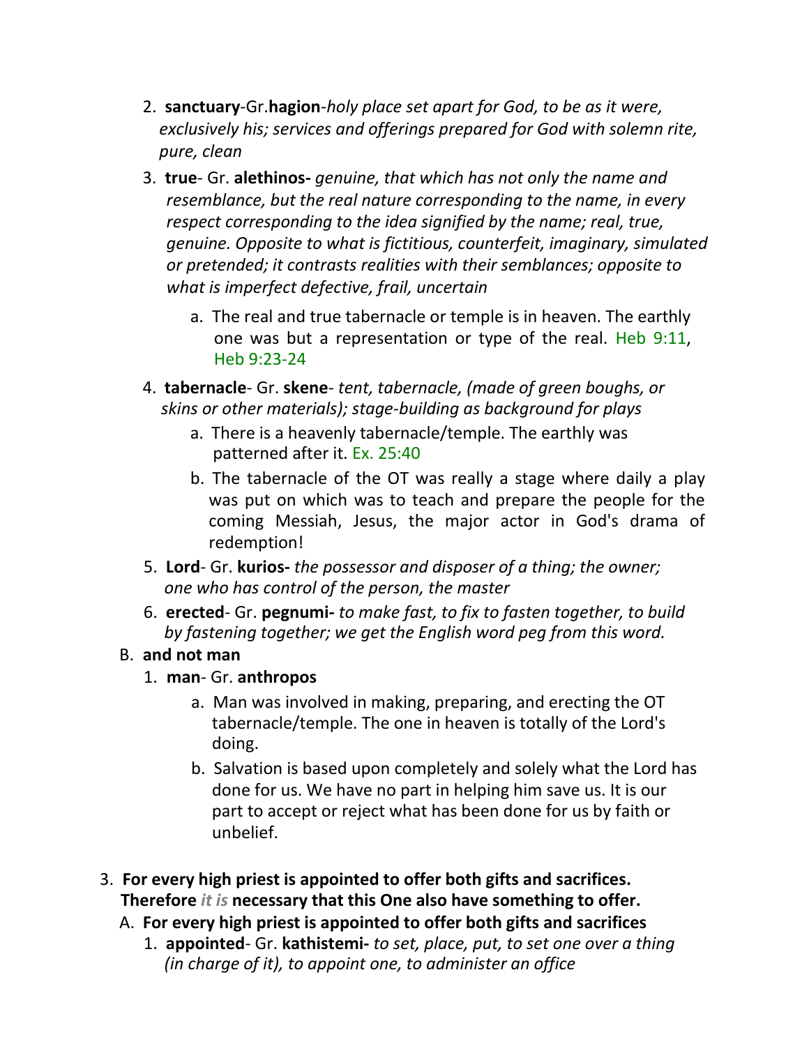2. **sanctuary**-Gr.**hagion**-*holy place set apart for God, to be as it were, exclusively his; services and offerings prepared for God with solemn rite, pure, clean*
3. **true**- Gr. **alethinos-** *genuine, that which has not only the name and resemblance, but the real nature corresponding to the name, in every respect corresponding to the idea signified by the name; real, true, genuine. Opposite to what is fictitious, counterfeit, imaginary, simulated or pretended; it contrasts realities with their semblances; opposite to what is imperfect defective, frail, uncertain*
    a. The real and true tabernacle or temple is in heaven. The earthly one was but a representation or type of the real. Heb 9:11, Heb 9:23-24
4. **tabernacle**- Gr. **skene**- *tent, tabernacle, (made of green boughs, or skins or other materials); stage-building as background for plays*
    a. There is a heavenly tabernacle/temple. The earthly was patterned after it. Ex. 25:40
    b. The tabernacle of the OT was really a stage where daily a play was put on which was to teach and prepare the people for the coming Messiah, Jesus, the major actor in God's drama of redemption!
5. **Lord**- Gr. **kurios-** *the possessor and disposer of a thing; the owner; one who has control of the person, the master*
6. **erected**- Gr. **pegnumi-** *to make fast, to fix to fasten together, to build by fastening together; we get the English word peg from this word.*

B. **and not man**
1. **man**- Gr. **anthropos**
    a. Man was involved in making, preparing, and erecting the OT tabernacle/temple. The one in heaven is totally of the Lord's doing.
    b. Salvation is based upon completely and solely what the Lord has done for us. We have no part in helping him save us. It is our part to accept or reject what has been done for us by faith or unbelief.

3. **For every high priest is appointed to offer both gifts and sacrifices. Therefore *it is* necessary that this One also have something to offer.**

A. **For every high priest is appointed to offer both gifts and sacrifices**
1. **appointed**- Gr. **kathistemi-** *to set, place, put, to set one over a thing (in charge of it), to appoint one, to administer an office*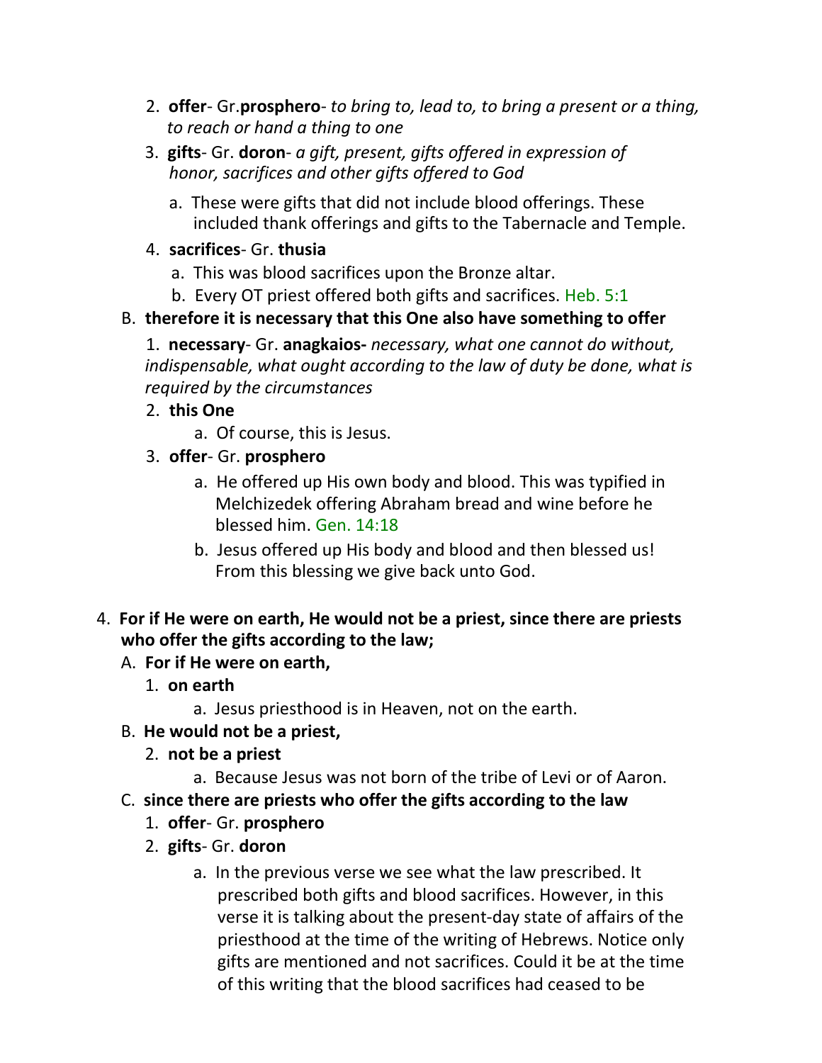2. **offer**- Gr.**prosphero**- *to bring to, lead to, to bring a present or a thing, to reach or hand a thing to one*

3. **gifts**- Gr. **doron**- *a gift, present, gifts offered in expression of honor, sacrifices and other gifts offered to God*

   a. These were gifts that did not include blood offerings. These included thank offerings and gifts to the Tabernacle and Temple.

4. **sacrifices**- Gr. **thusia**

   a. This was blood sacrifices upon the Bronze altar.

   b. Every OT priest offered both gifts and sacrifices. Heb. 5:1

B. **therefore it is necessary that this One also have something to offer**

1. **necessary**- Gr. **anagkaios-** *necessary, what one cannot do without, indispensable, what ought according to the law of duty be done, what is required by the circumstances*

2. **this One**

   a. Of course, this is Jesus.

3. **offer**- Gr. **prosphero**

   a. He offered up His own body and blood. This was typified in Melchizedek offering Abraham bread and wine before he blessed him. Gen. 14:18

   b. Jesus offered up His body and blood and then blessed us! From this blessing we give back unto God.

4. **For if He were on earth, He would not be a priest, since there are priests who offer the gifts according to the law;**

A. **For if He were on earth,**

1. **on earth**

   a. Jesus priesthood is in Heaven, not on the earth.

B. **He would not be a priest,**

2. **not be a priest**

   a. Because Jesus was not born of the tribe of Levi or of Aaron.

C. **since there are priests who offer the gifts according to the law**

1. **offer**- Gr. **prosphero**

2. **gifts**- Gr. **doron**

   a. In the previous verse we see what the law prescribed. It prescribed both gifts and blood sacrifices. However, in this verse it is talking about the present-day state of affairs of the priesthood at the time of the writing of Hebrews. Notice only gifts are mentioned and not sacrifices. Could it be at the time of this writing that the blood sacrifices had ceased to be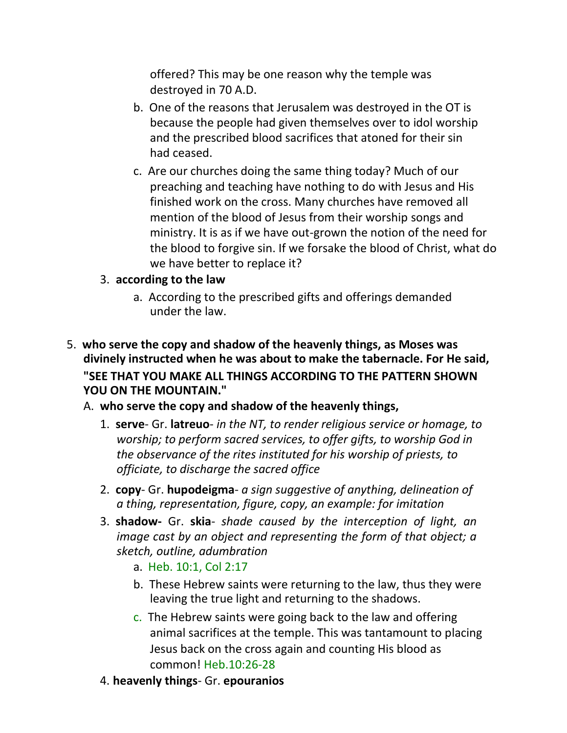offered? This may be one reason why the temple was destroyed in 70 A.D.

   b. One of the reasons that Jerusalem was destroyed in the OT is because the people had given themselves over to idol worship and the prescribed blood sacrifices that atoned for their sin had ceased.

   c. Are our churches doing the same thing today? Much of our preaching and teaching have nothing to do with Jesus and His finished work on the cross. Many churches have removed all mention of the blood of Jesus from their worship songs and ministry. It is as if we have out-grown the notion of the need for the blood to forgive sin. If we forsake the blood of Christ, what do we have better to replace it?

3. **according to the law**

   a. According to the prescribed gifts and offerings demanded under the law.

5. **who serve the copy and shadow of the heavenly things, as Moses was divinely instructed when he was about to make the tabernacle. For He said, "SEE THAT YOU MAKE ALL THINGS ACCORDING TO THE PATTERN SHOWN YOU ON THE MOUNTAIN."**

   A. **who serve the copy and shadow of the heavenly things,**

      1. **serve**- Gr. **latreuo**- *in the NT, to render religious service or homage, to worship; to perform sacred services, to offer gifts, to worship God in the observance of the rites instituted for his worship of priests, to officiate, to discharge the sacred office*

      2. **copy**- Gr. **hupodeigma**- *a sign suggestive of anything, delineation of a thing, representation, figure, copy, an example: for imitation*

      3. **shadow-** Gr. **skia**- *shade caused by the interception of light, an image cast by an object and representing the form of that object; a sketch, outline, adumbration*

         a. Heb. 10:1, Col 2:17

         b. These Hebrew saints were returning to the law, thus they were leaving the true light and returning to the shadows.

         c. The Hebrew saints were going back to the law and offering animal sacrifices at the temple. This was tantamount to placing Jesus back on the cross again and counting His blood as common! Heb.10:26-28

      4. **heavenly things**- Gr. **epouranios**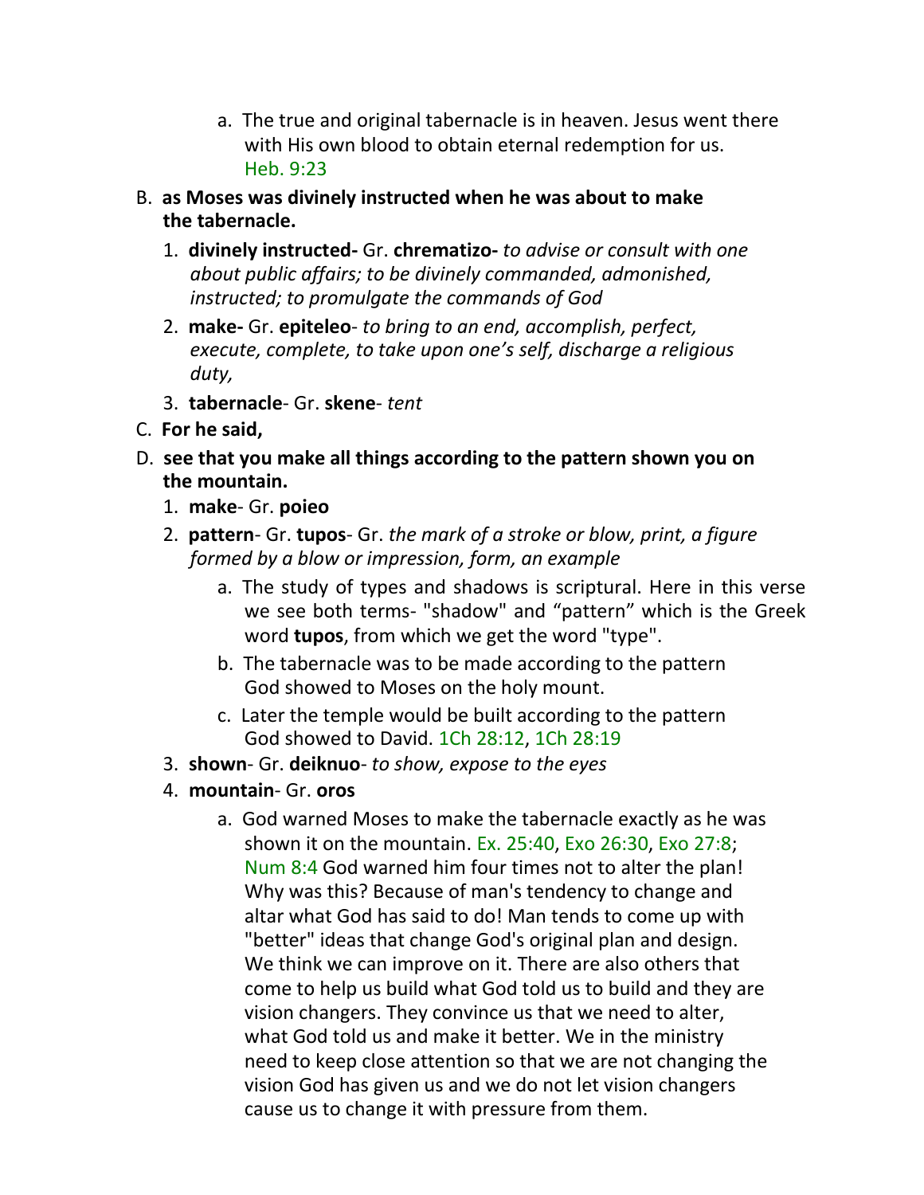a. The true and original tabernacle is in heaven. Jesus went there with His own blood to obtain eternal redemption for us. Heb. 9:23

B. **as Moses was divinely instructed when he was about to make the tabernacle.**
   1. **divinely instructed-** Gr. **chrematizo-** *to advise or consult with one about public affairs; to be divinely commanded, admonished, instructed; to promulgate the commands of God*
   2. **make-** Gr. **epiteleo**- *to bring to an end, accomplish, perfect, execute, complete, to take upon one's self, discharge a religious duty,*
   3. **tabernacle**- Gr. **skene**- *tent*

C. **For he said,**

D. **see that you make all things according to the pattern shown you on the mountain.**
   1. **make**- Gr. **poieo**
   2. **pattern**- Gr. **tupos**- Gr. *the mark of a stroke or blow, print, a figure formed by a blow or impression, form, an example*
      a. The study of types and shadows is scriptural. Here in this verse we see both terms- "shadow" and "pattern" which is the Greek word **tupos**, from which we get the word "type".
      b. The tabernacle was to be made according to the pattern God showed to Moses on the holy mount.
      c. Later the temple would be built according to the pattern God showed to David. 1Ch 28:12, 1Ch 28:19
   3. **shown**- Gr. **deiknuo**- *to show, expose to the eyes*
   4. **mountain**- Gr. **oros**
      a. God warned Moses to make the tabernacle exactly as he was shown it on the mountain. Ex. 25:40, Exo 26:30, Exo 27:8; Num 8:4 God warned him four times not to alter the plan! Why was this? Because of man's tendency to change and altar what God has said to do! Man tends to come up with "better" ideas that change God's original plan and design. We think we can improve on it. There are also others that come to help us build what God told us to build and they are vision changers. They convince us that we need to alter, what God told us and make it better. We in the ministry need to keep close attention so that we are not changing the vision God has given us and we do not let vision changers cause us to change it with pressure from them.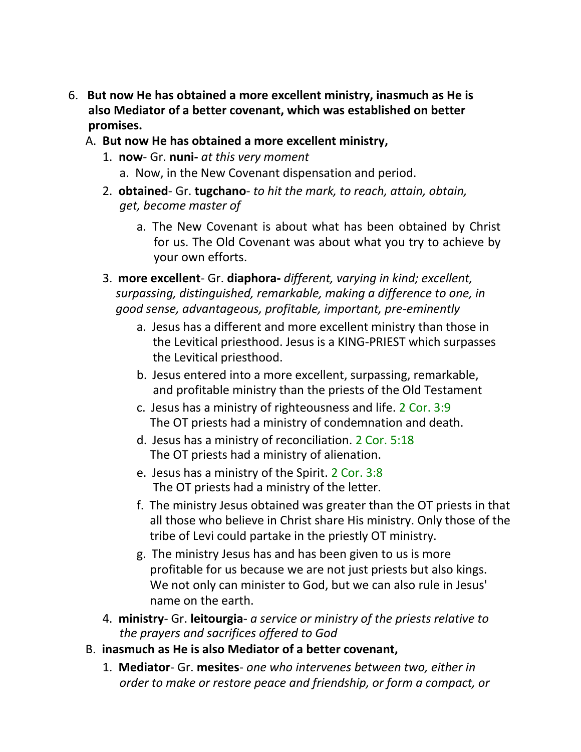6. **But now He has obtained a more excellent ministry, inasmuch as He is also Mediator of a better covenant, which was established on better promises.**

   A. **But now He has obtained a more excellent ministry,**

      1. **now**- Gr. **nuni-** *at this very moment*
         a. Now, in the New Covenant dispensation and period.
      2. **obtained**- Gr. **tugchano**- *to hit the mark, to reach, attain, obtain, get, become master of*
         a. The New Covenant is about what has been obtained by Christ for us. The Old Covenant was about what you try to achieve by your own efforts.
      3. **more excellent**- Gr. **diaphora-** *different, varying in kind; excellent, surpassing, distinguished, remarkable, making a difference to one, in good sense, advantageous, profitable, important, pre-eminently*
         a. Jesus has a different and more excellent ministry than those in the Levitical priesthood. Jesus is a KING-PRIEST which surpasses the Levitical priesthood.
         b. Jesus entered into a more excellent, surpassing, remarkable, and profitable ministry than the priests of the Old Testament
         c. Jesus has a ministry of righteousness and life. 2 Cor. 3:9 The OT priests had a ministry of condemnation and death.
         d. Jesus has a ministry of reconciliation. 2 Cor. 5:18 The OT priests had a ministry of alienation.
         e. Jesus has a ministry of the Spirit. 2 Cor. 3:8 The OT priests had a ministry of the letter.
         f. The ministry Jesus obtained was greater than the OT priests in that all those who believe in Christ share His ministry. Only those of the tribe of Levi could partake in the priestly OT ministry.
         g. The ministry Jesus has and has been given to us is more profitable for us because we are not just priests but also kings. We not only can minister to God, but we can also rule in Jesus' name on the earth.
      4. **ministry**- Gr. **leitourgia**- *a service or ministry of the priests relative to the prayers and sacrifices offered to God*

   B. **inasmuch as He is also Mediator of a better covenant,**

      1. **Mediator**- Gr. **mesites**- *one who intervenes between two, either in order to make or restore peace and friendship, or form a compact, or*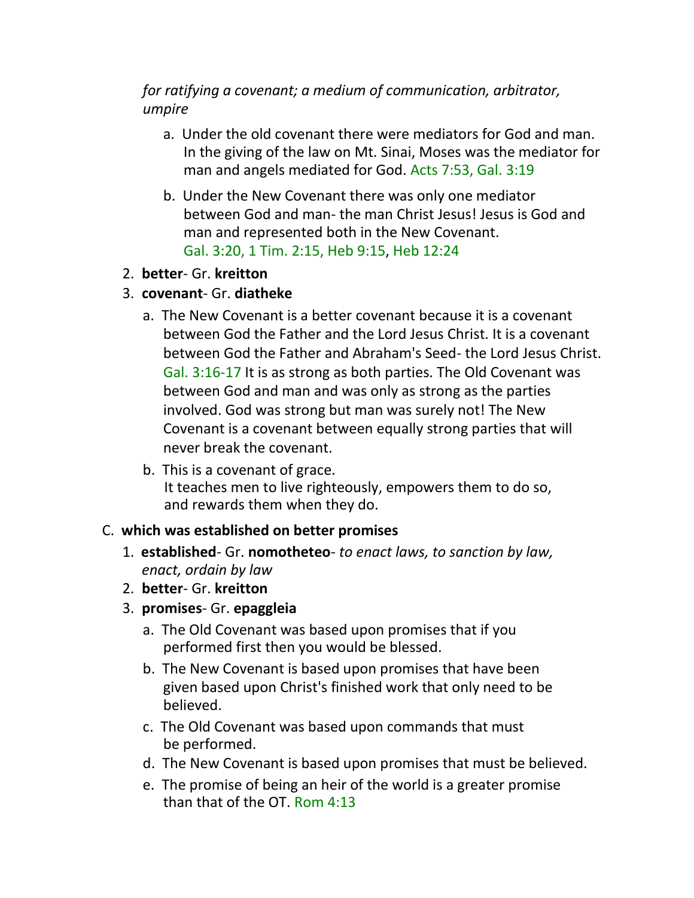*for ratifying a covenant; a medium of communication, arbitrator, umpire*

   a. Under the old covenant there were mediators for God and man. In the giving of the law on Mt. Sinai, Moses was the mediator for man and angels mediated for God. Acts 7:53, Gal. 3:19

   b. Under the New Covenant there was only one mediator between God and man- the man Christ Jesus! Jesus is God and man and represented both in the New Covenant. Gal. 3:20, 1 Tim. 2:15, Heb 9:15, Heb 12:24

2. **better**- Gr. **kreitton**
3. **covenant**- Gr. **diatheke**
   a. The New Covenant is a better covenant because it is a covenant between God the Father and the Lord Jesus Christ. It is a covenant between God the Father and Abraham's Seed- the Lord Jesus Christ. Gal. 3:16-17 It is as strong as both parties. The Old Covenant was between God and man and was only as strong as the parties involved. God was strong but man was surely not! The New Covenant is a covenant between equally strong parties that will never break the covenant.
   b. This is a covenant of grace.
   It teaches men to live righteously, empowers them to do so, and rewards them when they do.

C. **which was established on better promises**
1. **established**- Gr. **nomotheteo**- *to enact laws, to sanction by law, enact, ordain by law*
2. **better**- Gr. **kreitton**
3. **promises**- Gr. **epaggleia**
   a. The Old Covenant was based upon promises that if you performed first then you would be blessed.
   b. The New Covenant is based upon promises that have been given based upon Christ's finished work that only need to be believed.
   c. The Old Covenant was based upon commands that must be performed.
   d. The New Covenant is based upon promises that must be believed.
   e. The promise of being an heir of the world is a greater promise than that of the OT. Rom 4:13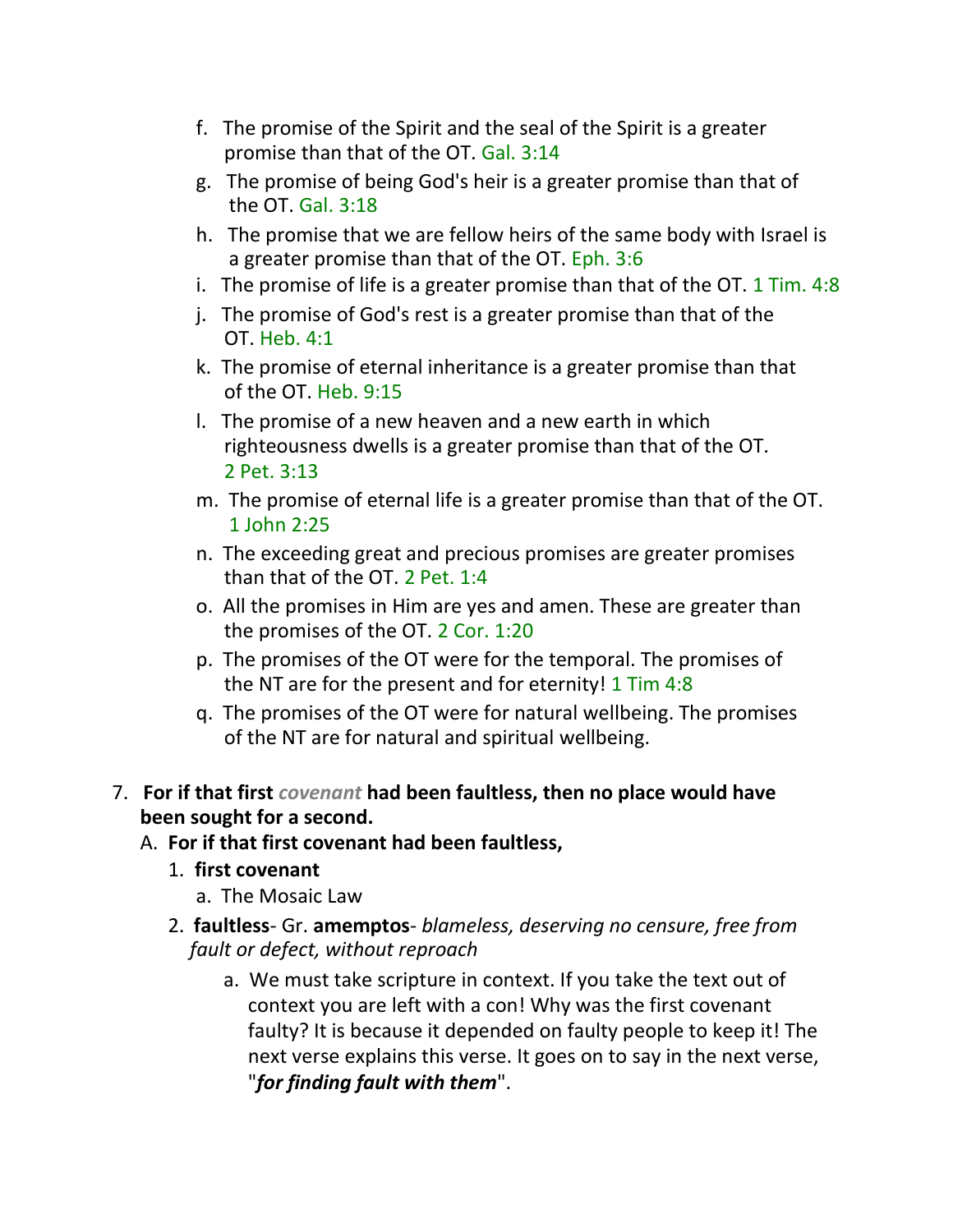f. The promise of the Spirit and the seal of the Spirit is a greater promise than that of the OT. Gal. 3:14

g. The promise of being God's heir is a greater promise than that of the OT. Gal. 3:18

h. The promise that we are fellow heirs of the same body with Israel is a greater promise than that of the OT. Eph. 3:6

i. The promise of life is a greater promise than that of the OT. 1 Tim. 4:8

j. The promise of God's rest is a greater promise than that of the OT. Heb. 4:1

k. The promise of eternal inheritance is a greater promise than that of the OT. Heb. 9:15

l. The promise of a new heaven and a new earth in which righteousness dwells is a greater promise than that of the OT. 2 Pet. 3:13

m. The promise of eternal life is a greater promise than that of the OT. 1 John 2:25

n. The exceeding great and precious promises are greater promises than that of the OT. 2 Pet. 1:4

o. All the promises in Him are yes and amen. These are greater than the promises of the OT. 2 Cor. 1:20

p. The promises of the OT were for the temporal. The promises of the NT are for the present and for eternity! 1 Tim 4:8

q. The promises of the OT were for natural wellbeing. The promises of the NT are for natural and spiritual wellbeing.

7. **For if that first *covenant* had been faultless, then no place would have been sought for a second.**

   A. **For if that first covenant had been faultless,**

      1. **first covenant**

         a. The Mosaic Law

      2. **faultless**- Gr. **amemptos**- *blameless, deserving no censure, free from fault or defect, without reproach*

         a. We must take scripture in context. If you take the text out of context you are left with a con! Why was the first covenant faulty? It is because it depended on faulty people to keep it! The next verse explains this verse. It goes on to say in the next verse, "***for finding fault with them***".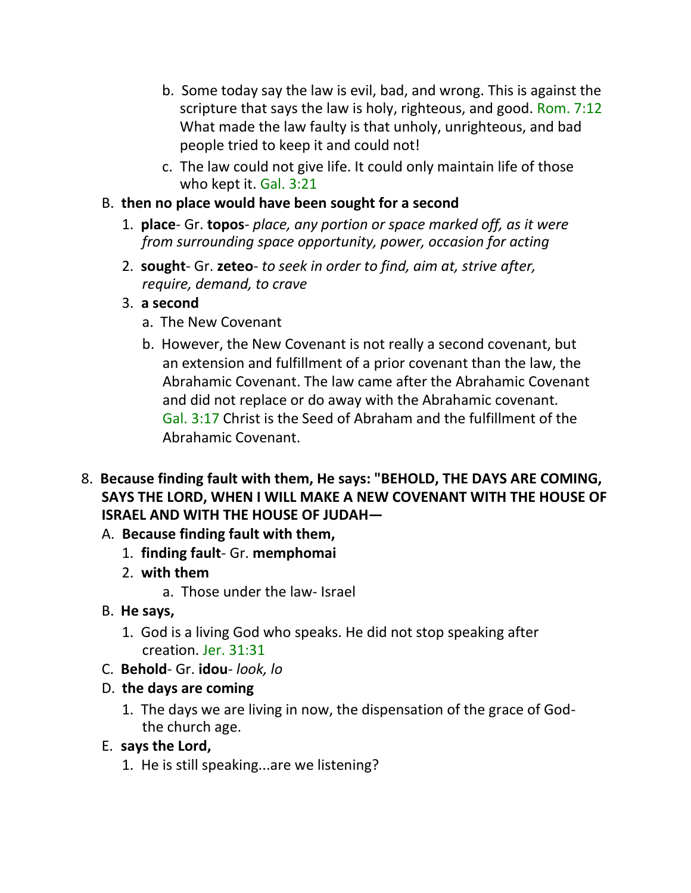b. Some today say the law is evil, bad, and wrong. This is against the scripture that says the law is holy, righteous, and good. Rom. 7:12 What made the law faulty is that unholy, unrighteous, and bad people tried to keep it and could not!

  c. The law could not give life. It could only maintain life of those who kept it. Gal. 3:21

B. **then no place would have been sought for a second**

  1. **place**- Gr. **topos**- *place, any portion or space marked off, as it were from surrounding space opportunity, power, occasion for acting*

  2. **sought**- Gr. **zeteo**- *to seek in order to find, aim at, strive after, require, demand, to crave*

  3. **a second**

    a. The New Covenant

    b. However, the New Covenant is not really a second covenant, but an extension and fulfillment of a prior covenant than the law, the Abrahamic Covenant. The law came after the Abrahamic Covenant and did not replace or do away with the Abrahamic covenant. Gal. 3:17 Christ is the Seed of Abraham and the fulfillment of the Abrahamic Covenant.

8. **Because finding fault with them, He says: "BEHOLD, THE DAYS ARE COMING, SAYS THE LORD, WHEN I WILL MAKE A NEW COVENANT WITH THE HOUSE OF ISRAEL AND WITH THE HOUSE OF JUDAH—**

  A. **Because finding fault with them,**

    1. **finding fault**- Gr. **memphomai**

    2. **with them**

      a. Those under the law- Israel

  B. **He says,**

    1. God is a living God who speaks. He did not stop speaking after creation. Jer. 31:31

  C. **Behold**- Gr. **idou**- *look, lo*

  D. **the days are coming**

    1. The days we are living in now, the dispensation of the grace of God- the church age.

  E. **says the Lord,**

    1. He is still speaking...are we listening?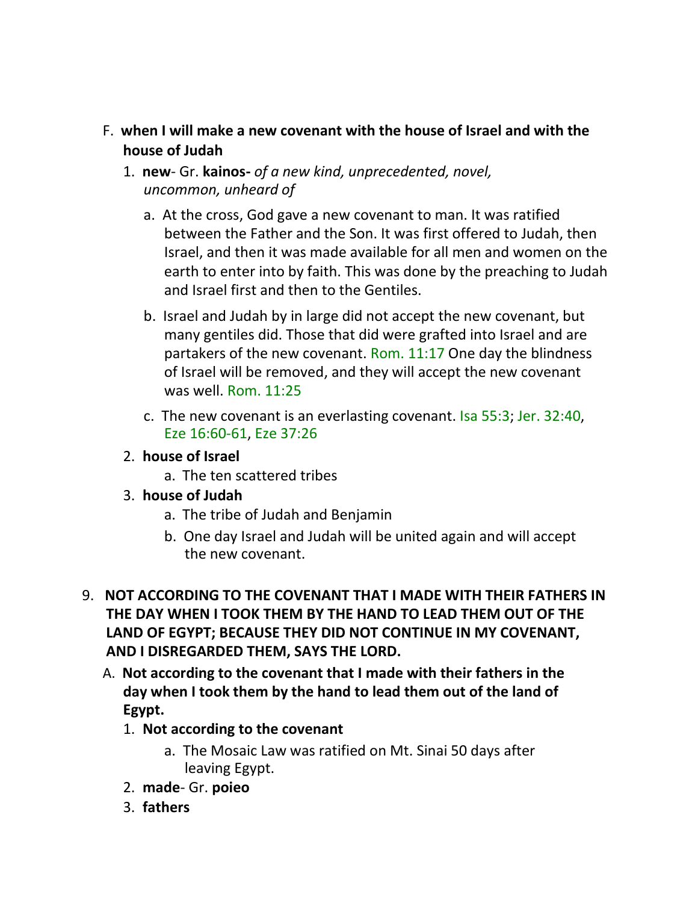F. **when I will make a new covenant with the house of Israel and with the house of Judah**

1. **new**- Gr. **kainos-** *of a new kind, unprecedented, novel, uncommon, unheard of*

   a. At the cross, God gave a new covenant to man. It was ratified between the Father and the Son. It was first offered to Judah, then Israel, and then it was made available for all men and women on the earth to enter into by faith. This was done by the preaching to Judah and Israel first and then to the Gentiles.

   b. Israel and Judah by in large did not accept the new covenant, but many gentiles did. Those that did were grafted into Israel and are partakers of the new covenant. Rom. 11:17 One day the blindness of Israel will be removed, and they will accept the new covenant was well. Rom. 11:25

   c. The new covenant is an everlasting covenant. Isa 55:3; Jer. 32:40, Eze 16:60-61, Eze 37:26

2. **house of Israel**

   a. The ten scattered tribes

3. **house of Judah**

   a. The tribe of Judah and Benjamin

   b. One day Israel and Judah will be united again and will accept the new covenant.

9. **NOT ACCORDING TO THE COVENANT THAT I MADE WITH THEIR FATHERS IN THE DAY WHEN I TOOK THEM BY THE HAND TO LEAD THEM OUT OF THE LAND OF EGYPT; BECAUSE THEY DID NOT CONTINUE IN MY COVENANT, AND I DISREGARDED THEM, SAYS THE LORD.**

A. **Not according to the covenant that I made with their fathers in the day when I took them by the hand to lead them out of the land of Egypt.**

1. **Not according to the covenant**

   a. The Mosaic Law was ratified on Mt. Sinai 50 days after leaving Egypt.

2. **made**- Gr. **poieo**

3. **fathers**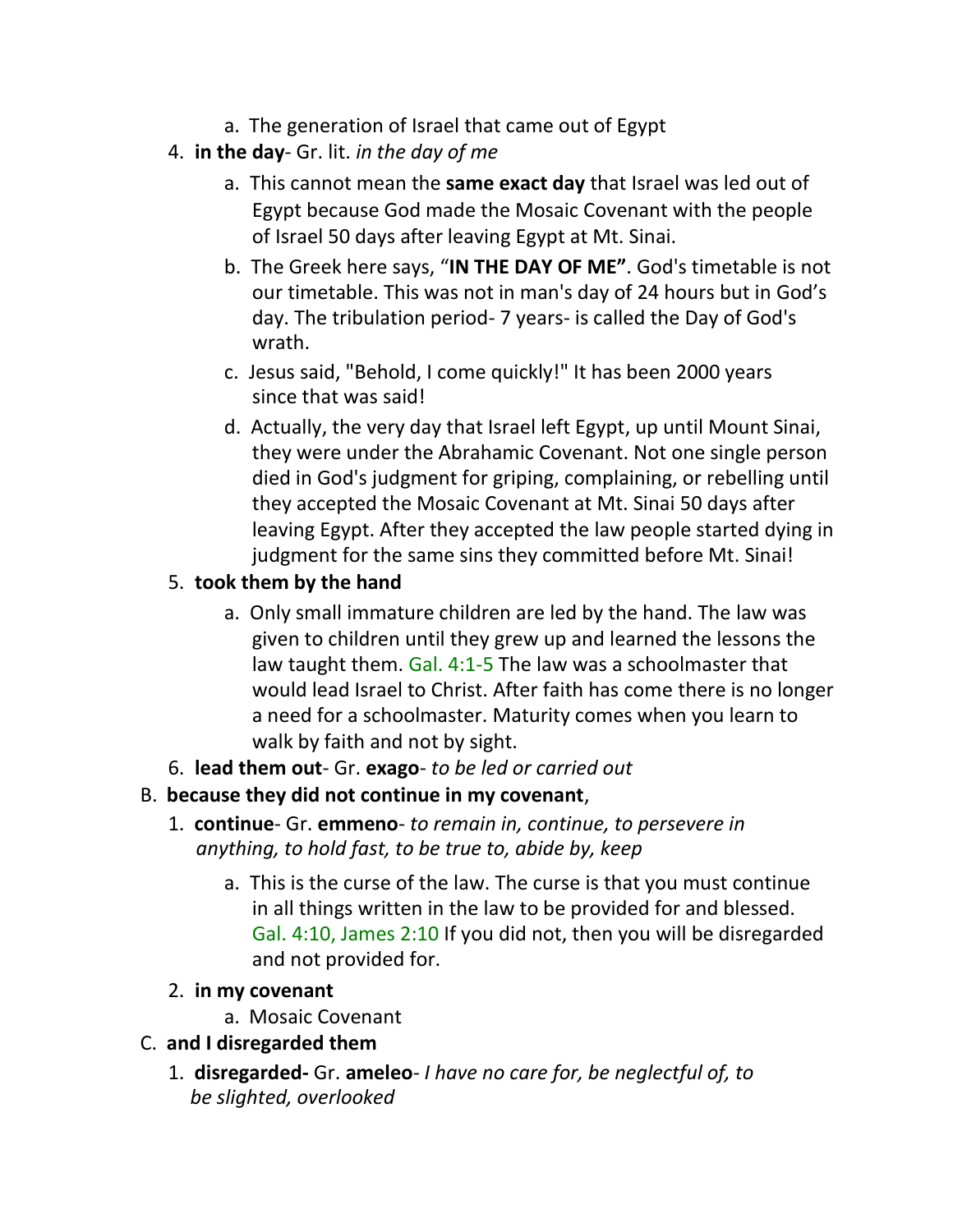a. The generation of Israel that came out of Egypt

4. **in the day**- Gr. lit. *in the day of me*
    a. This cannot mean the **same exact day** that Israel was led out of Egypt because God made the Mosaic Covenant with the people of Israel 50 days after leaving Egypt at Mt. Sinai.
    b. The Greek here says, "**IN THE DAY OF ME"**. God's timetable is not our timetable. This was not in man's day of 24 hours but in God's day. The tribulation period- 7 years- is called the Day of God's wrath.
    c. Jesus said, "Behold, I come quickly!" It has been 2000 years since that was said!
    d. Actually, the very day that Israel left Egypt, up until Mount Sinai, they were under the Abrahamic Covenant. Not one single person died in God's judgment for griping, complaining, or rebelling until they accepted the Mosaic Covenant at Mt. Sinai 50 days after leaving Egypt. After they accepted the law people started dying in judgment for the same sins they committed before Mt. Sinai!
5. **took them by the hand**
    a. Only small immature children are led by the hand. The law was given to children until they grew up and learned the lessons the law taught them. Gal. 4:1-5 The law was a schoolmaster that would lead Israel to Christ. After faith has come there is no longer a need for a schoolmaster. Maturity comes when you learn to walk by faith and not by sight.
6. **lead them out**- Gr. **exago**- *to be led or carried out*

B. **because they did not continue in my covenant**,
  1. **continue**- Gr. **emmeno**- *to remain in, continue, to persevere in anything, to hold fast, to be true to, abide by, keep*
      a. This is the curse of the law. The curse is that you must continue in all things written in the law to be provided for and blessed. Gal. 4:10, James 2:10 If you did not, then you will be disregarded and not provided for.
  2. **in my covenant**
      a. Mosaic Covenant

C. **and I disregarded them**
  1. **disregarded-** Gr. **ameleo**- *I have no care for, be neglectful of, to be slighted, overlooked*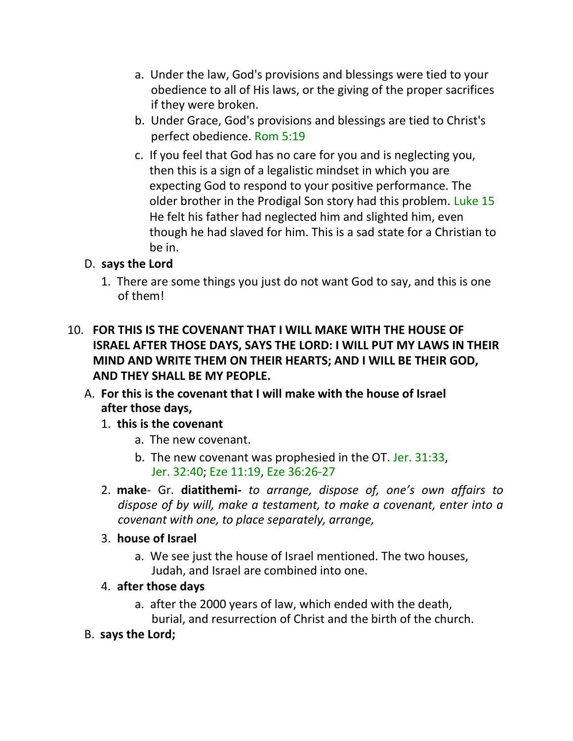a. Under the law, God's provisions and blessings were tied to your obedience to all of His laws, or the giving of the proper sacrifices if they were broken.

b. Under Grace, God's provisions and blessings are tied to Christ's perfect obedience. Rom 5:19

c. If you feel that God has no care for you and is neglecting you, then this is a sign of a legalistic mindset in which you are expecting God to respond to your positive performance. The older brother in the Prodigal Son story had this problem. Luke 15 He felt his father had neglected him and slighted him, even though he had slaved for him. This is a sad state for a Christian to be in.

D. **says the Lord**

1. There are some things you just do not want God to say, and this is one of them!

10. **FOR THIS IS THE COVENANT THAT I WILL MAKE WITH THE HOUSE OF ISRAEL AFTER THOSE DAYS, SAYS THE LORD: I WILL PUT MY LAWS IN THEIR MIND AND WRITE THEM ON THEIR HEARTS; AND I WILL BE THEIR GOD, AND THEY SHALL BE MY PEOPLE.**

A. **For this is the covenant that I will make with the house of Israel after those days,**

1. **this is the covenant**

a. The new covenant.

b. The new covenant was prophesied in the OT. Jer. 31:33, Jer. 32:40; Eze 11:19, Eze 36:26-27

2. **make**- Gr. **diatithemi-** *to arrange, dispose of, one's own affairs to dispose of by will, make a testament, to make a covenant, enter into a covenant with one, to place separately, arrange,*

3. **house of Israel**

a. We see just the house of Israel mentioned. The two houses, Judah, and Israel are combined into one.

4. **after those days**

a. after the 2000 years of law, which ended with the death, burial, and resurrection of Christ and the birth of the church.

B. **says the Lord;**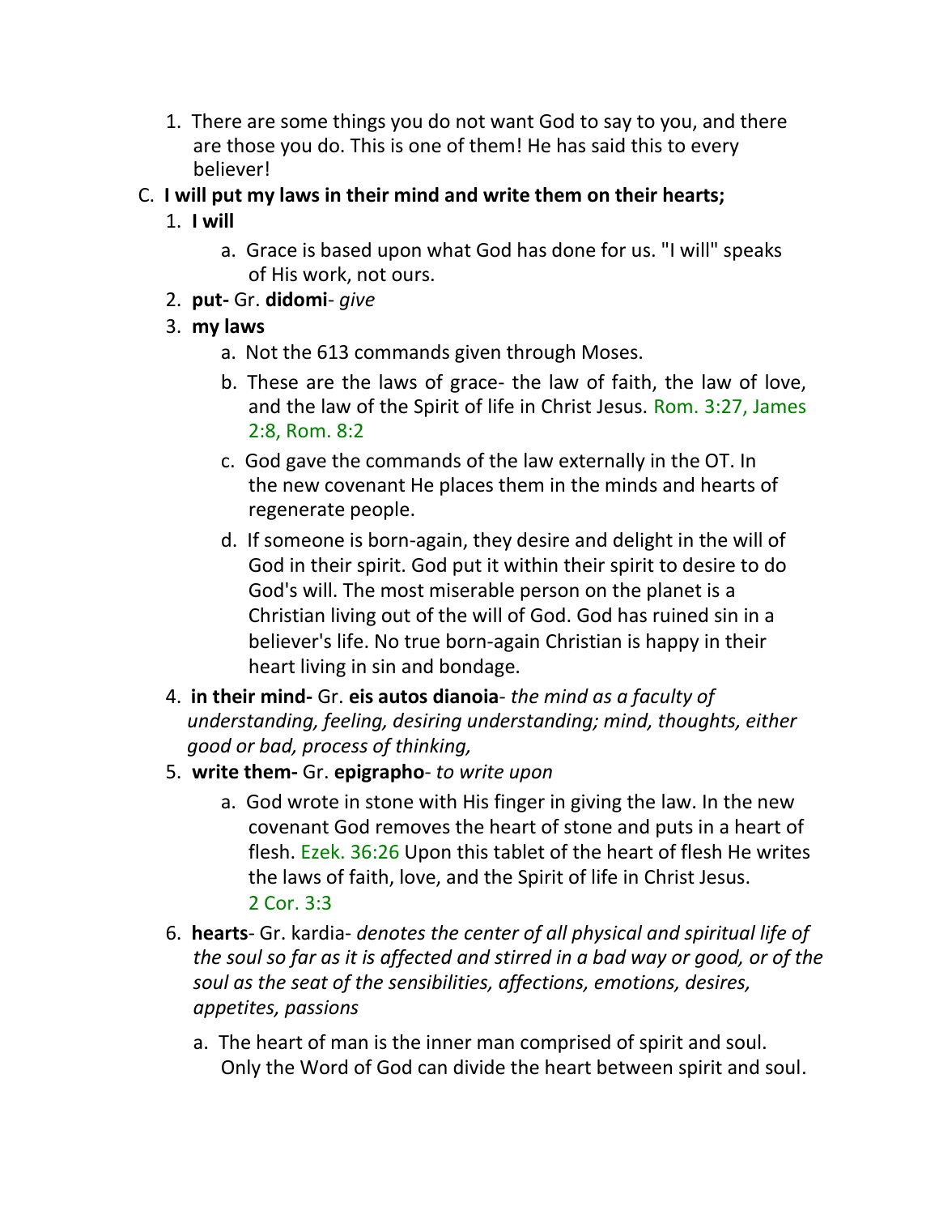1. There are some things you do not want God to say to you, and there are those you do. This is one of them! He has said this to every believer!

C. **I will put my laws in their mind and write them on their hearts;**

1. **I will**
   a. Grace is based upon what God has done for us. "I will" speaks of His work, not ours.
2. **put-** Gr. **didomi**- *give*
3. **my laws**
   a. Not the 613 commands given through Moses.
   b. These are the laws of grace- the law of faith, the law of love, and the law of the Spirit of life in Christ Jesus. Rom. 3:27, James 2:8, Rom. 8:2
   c. God gave the commands of the law externally in the OT. In the new covenant He places them in the minds and hearts of regenerate people.
   d. If someone is born-again, they desire and delight in the will of God in their spirit. God put it within their spirit to desire to do God's will. The most miserable person on the planet is a Christian living out of the will of God. God has ruined sin in a believer's life. No true born-again Christian is happy in their heart living in sin and bondage.
4. **in their mind-** Gr. **eis autos dianoia**- *the mind as a faculty of understanding, feeling, desiring understanding; mind, thoughts, either good or bad, process of thinking,*
5. **write them-** Gr. **epigrapho**- *to write upon*
   a. God wrote in stone with His finger in giving the law. In the new covenant God removes the heart of stone and puts in a heart of flesh. Ezek. 36:26 Upon this tablet of the heart of flesh He writes the laws of faith, love, and the Spirit of life in Christ Jesus. 2 Cor. 3:3
6. **hearts**- Gr. kardia- *denotes the center of all physical and spiritual life of the soul so far as it is affected and stirred in a bad way or good, or of the soul as the seat of the sensibilities, affections, emotions, desires, appetites, passions*
   a. The heart of man is the inner man comprised of spirit and soul. Only the Word of God can divide the heart between spirit and soul.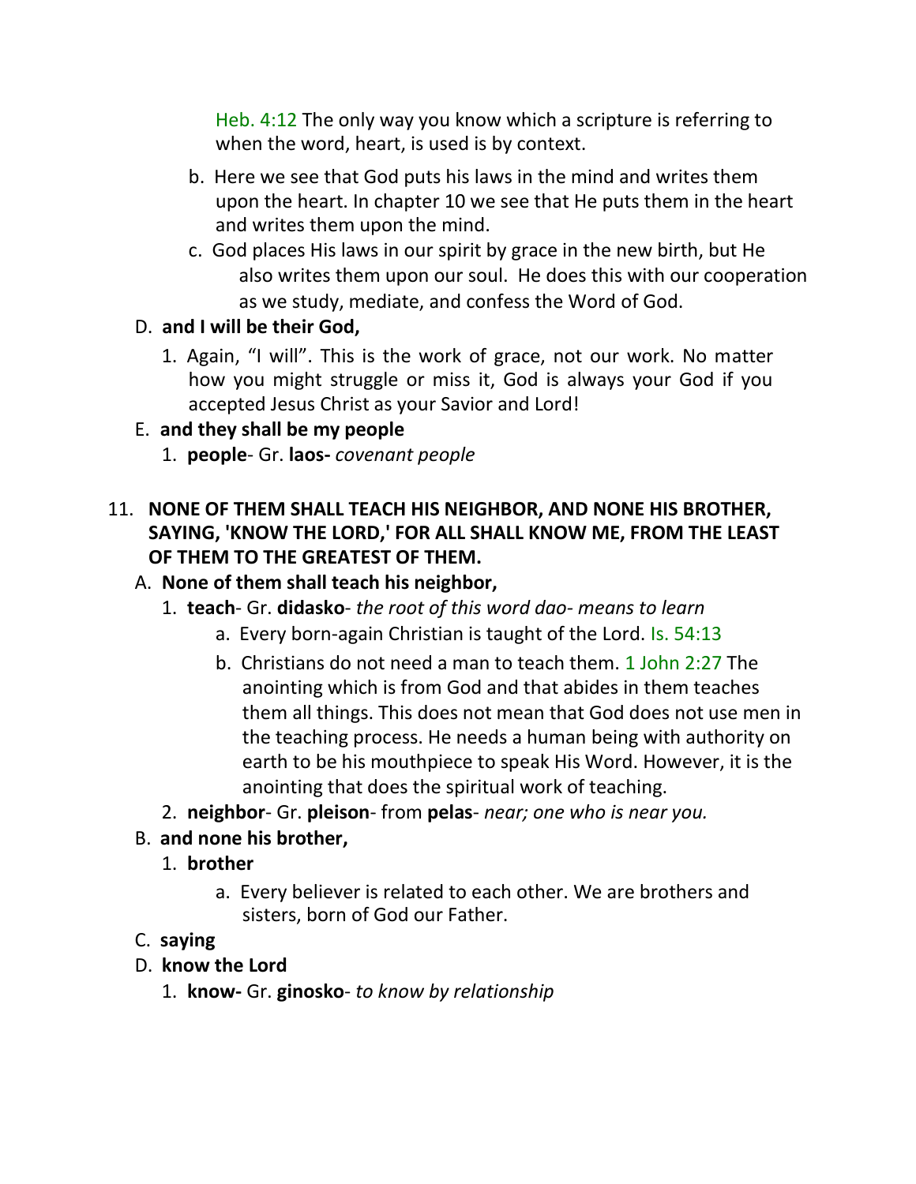Heb. 4:12 The only way you know which a scripture is referring to when the word, heart, is used is by context.

b. Here we see that God puts his laws in the mind and writes them upon the heart. In chapter 10 we see that He puts them in the heart and writes them upon the mind.

c. God places His laws in our spirit by grace in the new birth, but He also writes them upon our soul. He does this with our cooperation as we study, mediate, and confess the Word of God.

D. **and I will be their God,**

1. Again, “I will”. This is the work of grace, not our work. No matter how you might struggle or miss it, God is always your God if you accepted Jesus Christ as your Savior and Lord!

E. **and they shall be my people**

1. **people**- Gr. **laos-** *covenant people*

11. **NONE OF THEM SHALL TEACH HIS NEIGHBOR, AND NONE HIS BROTHER, SAYING, 'KNOW THE LORD,' FOR ALL SHALL KNOW ME, FROM THE LEAST OF THEM TO THE GREATEST OF THEM.**

A. **None of them shall teach his neighbor,**

1. **teach**- Gr. **didasko**- *the root of this word dao- means to learn*

a. Every born-again Christian is taught of the Lord. Is. 54:13

b. Christians do not need a man to teach them. 1 John 2:27 The anointing which is from God and that abides in them teaches them all things. This does not mean that God does not use men in the teaching process. He needs a human being with authority on earth to be his mouthpiece to speak His Word. However, it is the anointing that does the spiritual work of teaching.

2. **neighbor**- Gr. **pleison**- from **pelas**- *near; one who is near you.*

B. **and none his brother,**

1. **brother**

a. Every believer is related to each other. We are brothers and sisters, born of God our Father.

C. **saying**

D. **know the Lord**

1. **know-** Gr. **ginosko**- *to know by relationship*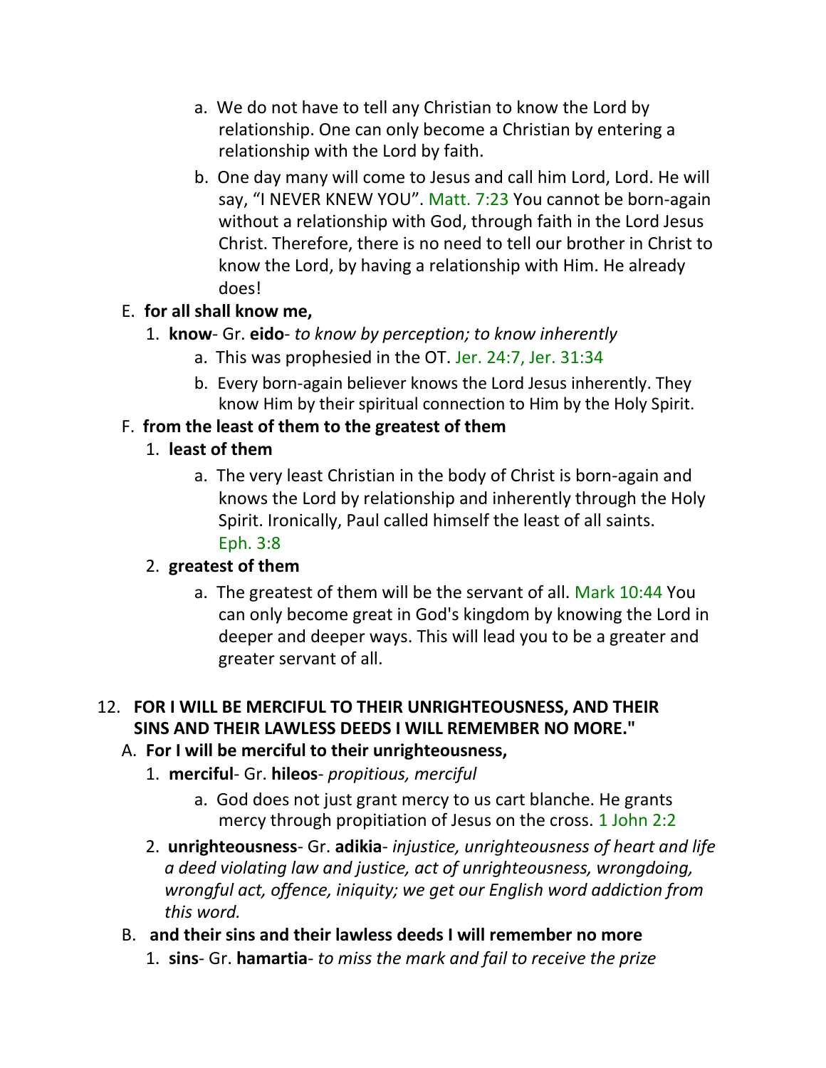a. We do not have to tell any Christian to know the Lord by relationship. One can only become a Christian by entering a relationship with the Lord by faith.

b. One day many will come to Jesus and call him Lord, Lord. He will say, "I NEVER KNEW YOU". Matt. 7:23 You cannot be born-again without a relationship with God, through faith in the Lord Jesus Christ. Therefore, there is no need to tell our brother in Christ to know the Lord, by having a relationship with Him. He already does!

E. **for all shall know me,**

1. **know**- Gr. **eido**- *to know by perception; to know inherently*

   a. This was prophesied in the OT. Jer. 24:7, Jer. 31:34

   b. Every born-again believer knows the Lord Jesus inherently. They know Him by their spiritual connection to Him by the Holy Spirit.

F. **from the least of them to the greatest of them**

1. **least of them**

   a. The very least Christian in the body of Christ is born-again and knows the Lord by relationship and inherently through the Holy Spirit. Ironically, Paul called himself the least of all saints. Eph. 3:8

2. **greatest of them**

   a. The greatest of them will be the servant of all. Mark 10:44 You can only become great in God's kingdom by knowing the Lord in deeper and deeper ways. This will lead you to be a greater and greater servant of all.

12. **FOR I WILL BE MERCIFUL TO THEIR UNRIGHTEOUSNESS, AND THEIR SINS AND THEIR LAWLESS DEEDS I WILL REMEMBER NO MORE."**

A. **For I will be merciful to their unrighteousness,**

1. **merciful**- Gr. **hileos**- *propitious, merciful*

   a. God does not just grant mercy to us cart blanche. He grants mercy through propitiation of Jesus on the cross. 1 John 2:2

2. **unrighteousness**- Gr. **adikia**- *injustice, unrighteousness of heart and life a deed violating law and justice, act of unrighteousness, wrongdoing, wrongful act, offence, iniquity; we get our English word addiction from this word.*

B. **and their sins and their lawless deeds I will remember no more**

1. **sins**- Gr. **hamartia**- *to miss the mark and fail to receive the prize*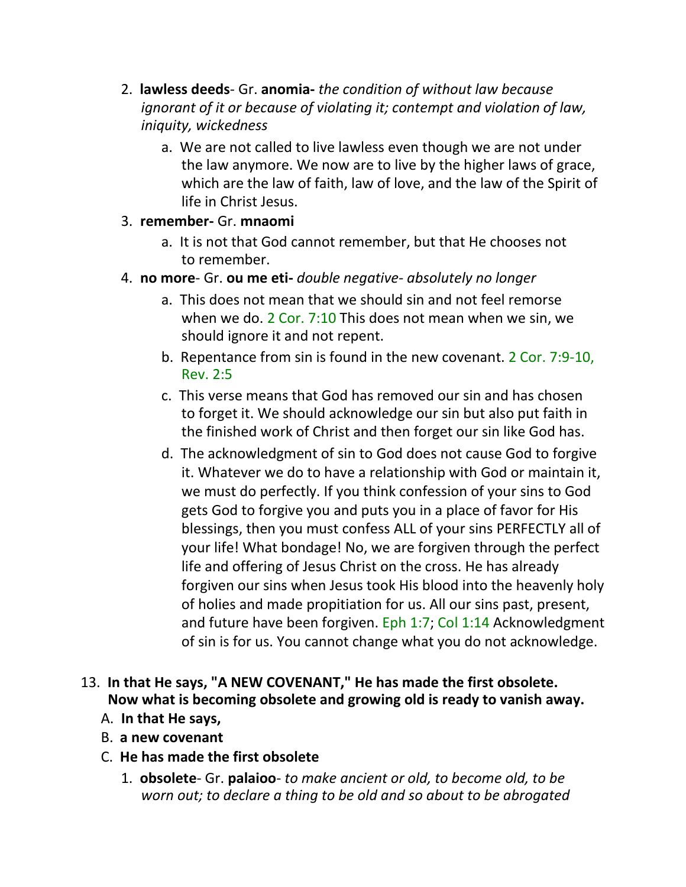2. **lawless deeds**- Gr. **anomia-** *the condition of without law because ignorant of it or because of violating it; contempt and violation of law, iniquity, wickedness*
    a. We are not called to live lawless even though we are not under the law anymore. We now are to live by the higher laws of grace, which are the law of faith, law of love, and the law of the Spirit of life in Christ Jesus.
3. **remember-** Gr. **mnaomi**
    a. It is not that God cannot remember, but that He chooses not to remember.
4. **no more**- Gr. **ou me eti-** *double negative- absolutely no longer*
    a. This does not mean that we should sin and not feel remorse when we do. 2 Cor. 7:10 This does not mean when we sin, we should ignore it and not repent.
    b. Repentance from sin is found in the new covenant. 2 Cor. 7:9-10, Rev. 2:5
    c. This verse means that God has removed our sin and has chosen to forget it. We should acknowledge our sin but also put faith in the finished work of Christ and then forget our sin like God has.
    d. The acknowledgment of sin to God does not cause God to forgive it. Whatever we do to have a relationship with God or maintain it, we must do perfectly. If you think confession of your sins to God gets God to forgive you and puts you in a place of favor for His blessings, then you must confess ALL of your sins PERFECTLY all of your life! What bondage! No, we are forgiven through the perfect life and offering of Jesus Christ on the cross. He has already forgiven our sins when Jesus took His blood into the heavenly holy of holies and made propitiation for us. All our sins past, present, and future have been forgiven. Eph 1:7; Col 1:14 Acknowledgment of sin is for us. You cannot change what you do not acknowledge.

13. **In that He says, "A NEW COVENANT," He has made the first obsolete. Now what is becoming obsolete and growing old is ready to vanish away.**
    A. **In that He says,**
    B. **a new covenant**
    C. **He has made the first obsolete**
        1. **obsolete**- Gr. **palaioo**- *to make ancient or old, to become old, to be worn out; to declare a thing to be old and so about to be abrogated*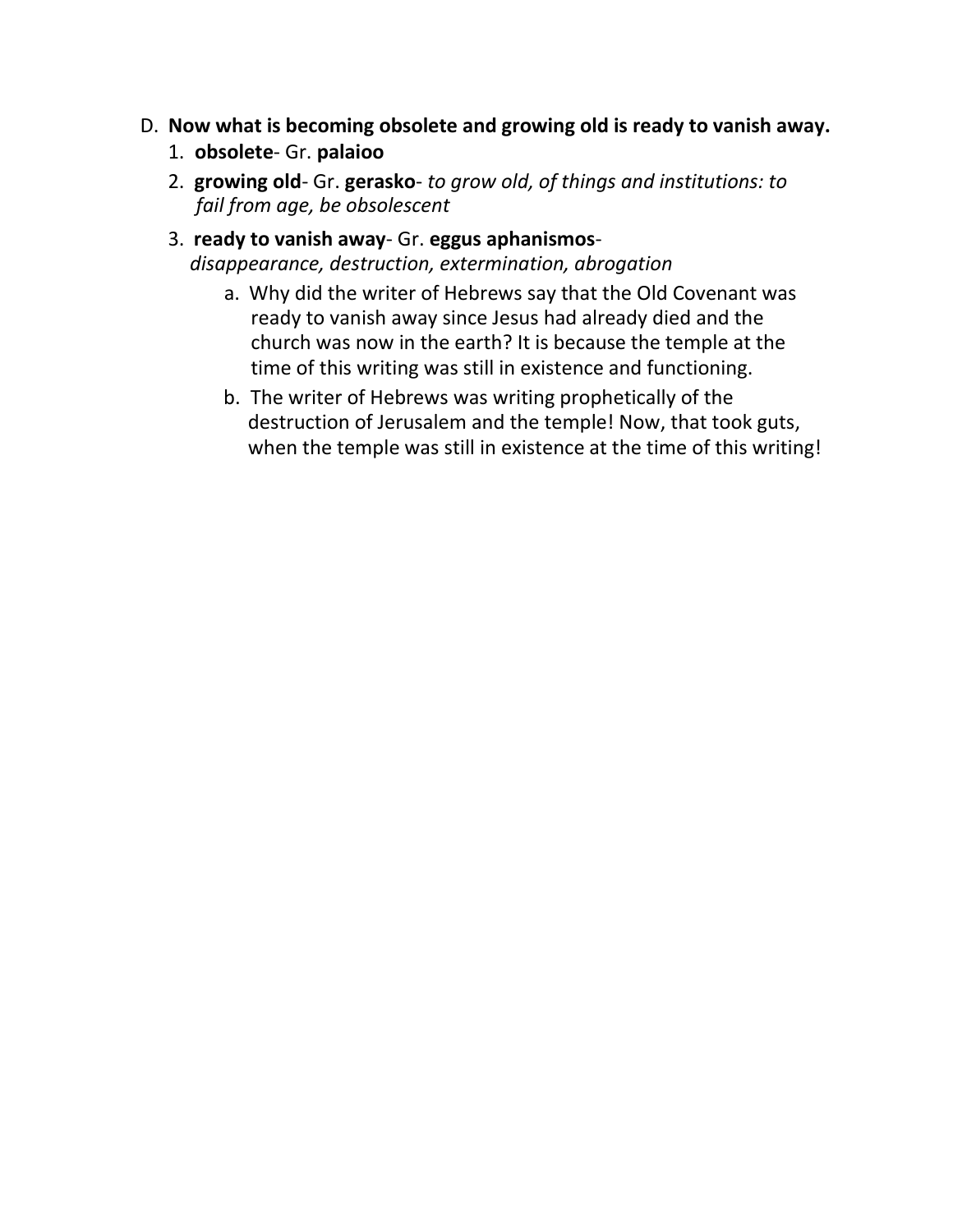D. **Now what is becoming obsolete and growing old is ready to vanish away.**

1. **obsolete**- Gr. **palaioo**
2. **growing old**- Gr. **gerasko**- *to grow old, of things and institutions: to fail from age, be obsolescent*
3. **ready to vanish away**- Gr. **eggus aphanismos**- *disappearance, destruction, extermination, abrogation*
   a. Why did the writer of Hebrews say that the Old Covenant was ready to vanish away since Jesus had already died and the church was now in the earth? It is because the temple at the time of this writing was still in existence and functioning.
   b. The writer of Hebrews was writing prophetically of the destruction of Jerusalem and the temple! Now, that took guts, when the temple was still in existence at the time of this writing!